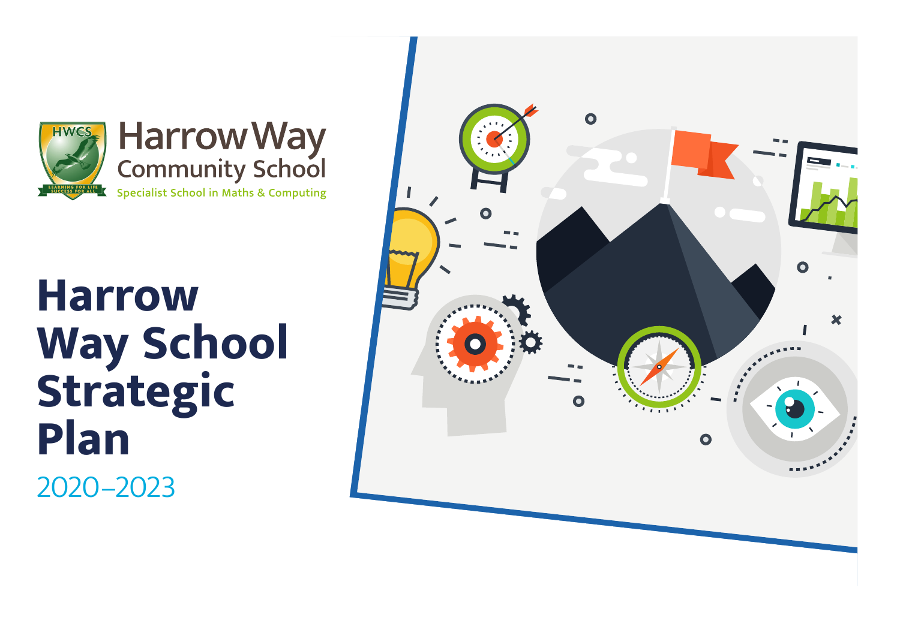Harrow Way Community School

Specialist School in Maths & Computing

# Harrow Way School Strategic Plan

2020–2023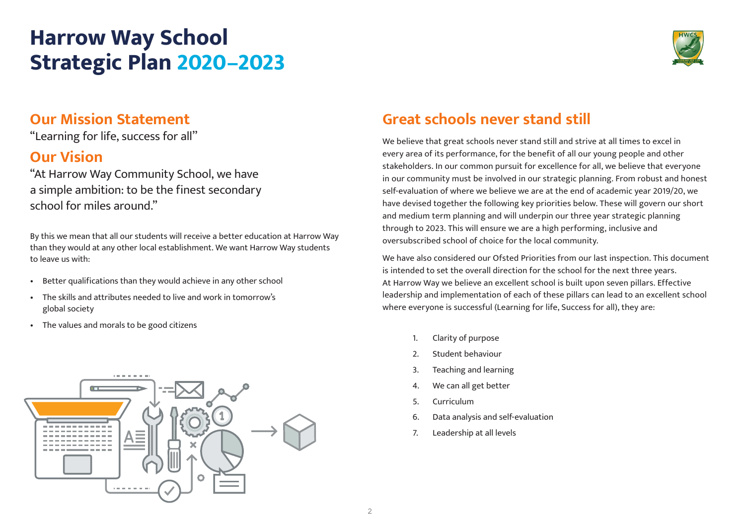# Harrow Way School Strategic Plan 2020–2023

## Our Mission Statement

"Learning for life, success for all"

## Our Vision

"At Harrow Way Community School, we have a simple ambition: to be the finest secondary school for miles around."

By this we mean that all our students will receive a better education at Harrow Way than they would at any other local establishment. We want Harrow Way students to leave us with:

- Better qualifications than they would achieve in any other school
- The skills and attributes needed to live and work in tomorrow's global society
- The values and morals to be good citizens

## Great schools never stand still

We believe that great schools never stand still and strive at all times to excel in every area of its performance, for the benefit of all our young people and other stakeholders. In our common pursuit for excellence for all, we believe that everyone in our community must be involved in our strategic planning. From robust and honest self-evaluation of where we believe we are at the end of academic year 2019/20, we have devised together the following key priorities below. These will govern our short and medium term planning and will underpin our three year strategic planning through to 2023. This will ensure we are a high performing, inclusive and oversubscribed school of choice for the local community.

We have also considered our Ofsted Priorities from our last inspection. This document is intended to set the overall direction for the school for the next three years. At Harrow Way we believe an excellent school is built upon seven pillars. Effective leadership and implementation of each of these pillars can lead to an excellent school where everyone is successful (Learning for life, Success for all), they are:

1. Clarity of purpose
2. Student behaviour
3. Teaching and learning
4. We can all get better
5. Curriculum
6. Data analysis and self-evaluation
7. Leadership at all levels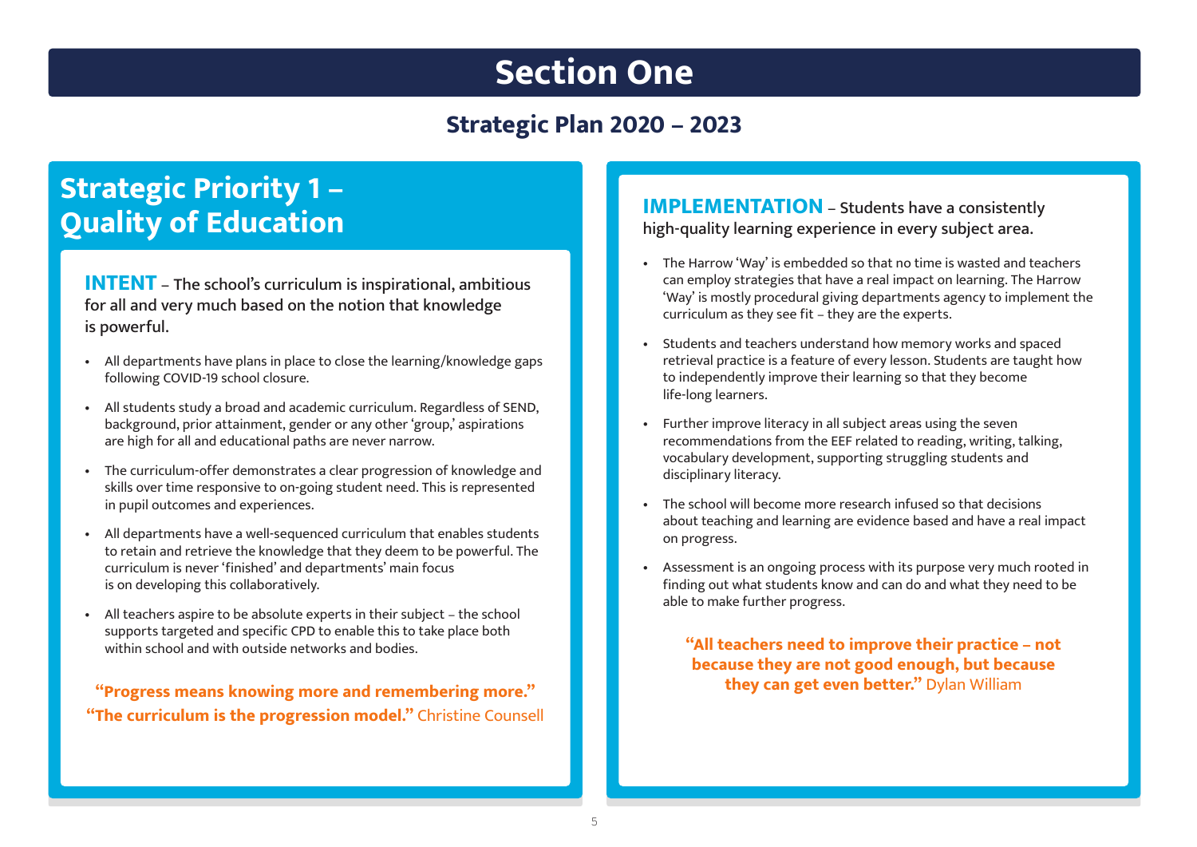# Section One

## Strategic Plan 2020 – 2023

## Strategic Priority 1 – Quality of Education

**INTENT** – **The school's curriculum is inspirational, ambitious for all and very much based on the notion that knowledge is powerful.**

- All departments have plans in place to close the learning/knowledge gaps following COVID-19 school closure.
- All students study a broad and academic curriculum. Regardless of SEND, background, prior attainment, gender or any other 'group,' aspirations are high for all and educational paths are never narrow.
- The curriculum-offer demonstrates a clear progression of knowledge and skills over time responsive to on-going student need. This is represented in pupil outcomes and experiences.
- All departments have a well-sequenced curriculum that enables students to retain and retrieve the knowledge that they deem to be powerful. The curriculum is never 'finished' and departments' main focus is on developing this collaboratively.
- All teachers aspire to be absolute experts in their subject – the school supports targeted and specific CPD to enable this to take place both within school and with outside networks and bodies.

**"Progress means knowing more and remembering more."**
**"The curriculum is the progression model."** Christine Counsell

**IMPLEMENTATION** – **Students have a consistently high-quality learning experience in every subject area.**

- The Harrow 'Way' is embedded so that no time is wasted and teachers can employ strategies that have a real impact on learning. The Harrow 'Way' is mostly procedural giving departments agency to implement the curriculum as they see fit – they are the experts.
- Students and teachers understand how memory works and spaced retrieval practice is a feature of every lesson. Students are taught how to independently improve their learning so that they become life-long learners.
- Further improve literacy in all subject areas using the seven recommendations from the EEF related to reading, writing, talking, vocabulary development, supporting struggling students and disciplinary literacy.
- The school will become more research infused so that decisions about teaching and learning are evidence based and have a real impact on progress.
- Assessment is an ongoing process with its purpose very much rooted in finding out what students know and can do and what they need to be able to make further progress.

**"All teachers need to improve their practice – not because they are not good enough, but because they can get even better."** Dylan William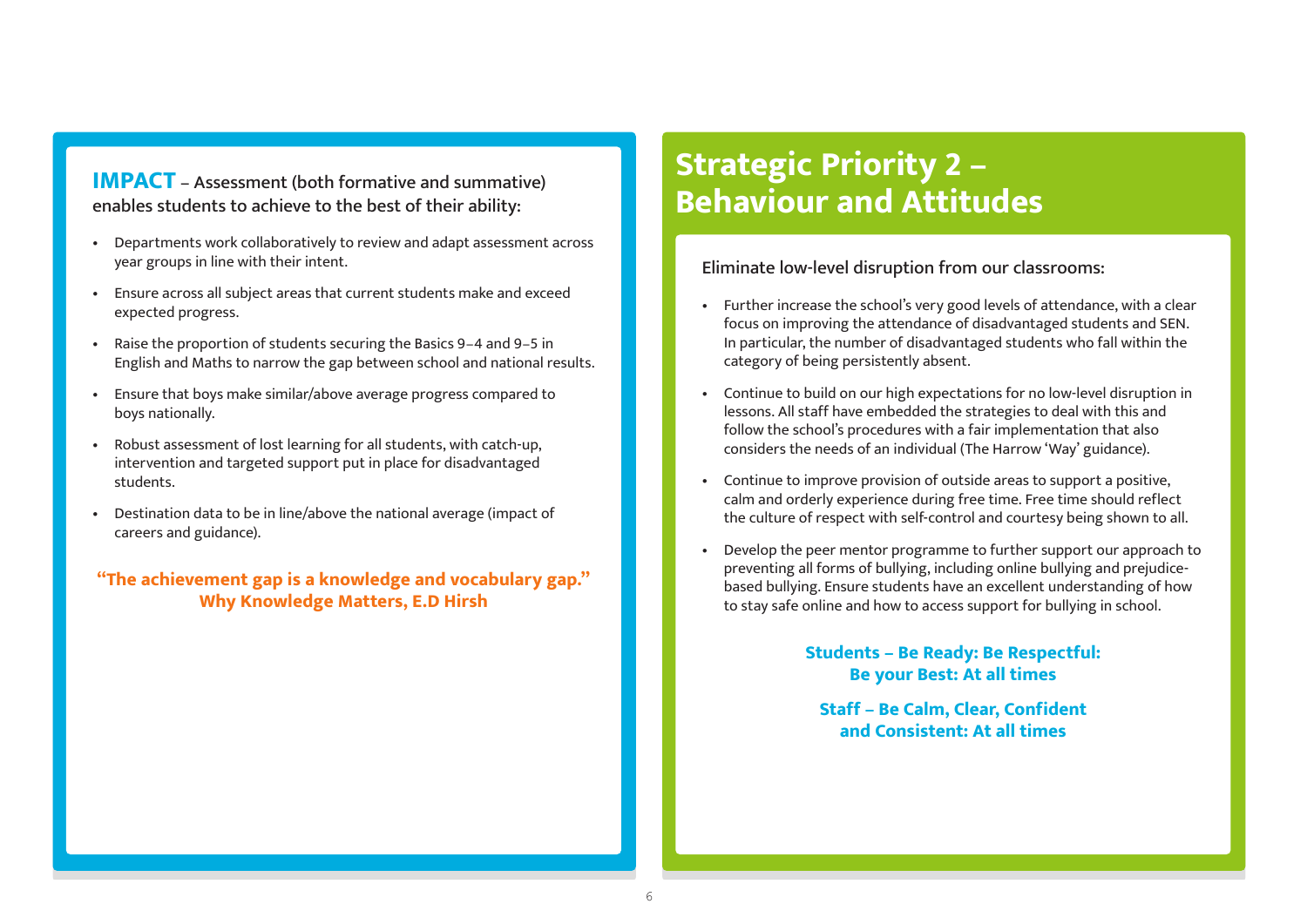**IMPACT** – Assessment (both formative and summative) enables students to achieve to the best of their ability:

- Departments work collaboratively to review and adapt assessment across year groups in line with their intent.
- Ensure across all subject areas that current students make and exceed expected progress.
- Raise the proportion of students securing the Basics 9–4 and 9–5 in English and Maths to narrow the gap between school and national results.
- Ensure that boys make similar/above average progress compared to boys nationally.
- Robust assessment of lost learning for all students, with catch-up, intervention and targeted support put in place for disadvantaged students.
- Destination data to be in line/above the national average (impact of careers and guidance).

**"The achievement gap is a knowledge and vocabulary gap."**
**Why Knowledge Matters, E.D Hirsh**

# Strategic Priority 2 – Behaviour and Attitudes

Eliminate low-level disruption from our classrooms:

- Further increase the school's very good levels of attendance, with a clear focus on improving the attendance of disadvantaged students and SEN. In particular, the number of disadvantaged students who fall within the category of being persistently absent.
- Continue to build on our high expectations for no low-level disruption in lessons. All staff have embedded the strategies to deal with this and follow the school's procedures with a fair implementation that also considers the needs of an individual (The Harrow 'Way' guidance).
- Continue to improve provision of outside areas to support a positive, calm and orderly experience during free time. Free time should reflect the culture of respect with self-control and courtesy being shown to all.
- Develop the peer mentor programme to further support our approach to preventing all forms of bullying, including online bullying and prejudice-based bullying. Ensure students have an excellent understanding of how to stay safe online and how to access support for bullying in school.

**Students – Be Ready: Be Respectful: Be your Best: At all times**

**Staff – Be Calm, Clear, Confident and Consistent: At all times**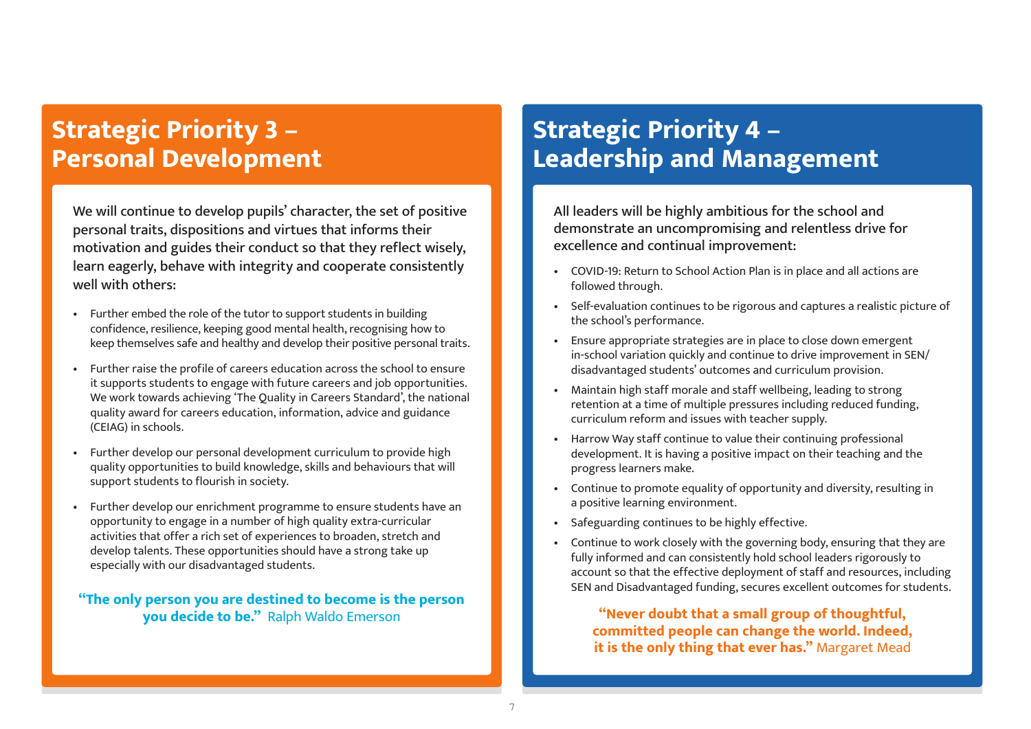## Strategic Priority 3 – Personal Development

**We will continue to develop pupils' character, the set of positive personal traits, dispositions and virtues that informs their motivation and guides their conduct so that they reflect wisely, learn eagerly, behave with integrity and cooperate consistently well with others:**

- Further embed the role of the tutor to support students in building confidence, resilience, keeping good mental health, recognising how to keep themselves safe and healthy and develop their positive personal traits.
- Further raise the profile of careers education across the school to ensure it supports students to engage with future careers and job opportunities. We work towards achieving 'The Quality in Careers Standard', the national quality award for careers education, information, advice and guidance (CEIAG) in schools.
- Further develop our personal development curriculum to provide high quality opportunities to build knowledge, skills and behaviours that will support students to flourish in society.
- Further develop our enrichment programme to ensure students have an opportunity to engage in a number of high quality extra-curricular activities that offer a rich set of experiences to broaden, stretch and develop talents. These opportunities should have a strong take up especially with our disadvantaged students.

**"The only person you are destined to become is the person you decide to be."** Ralph Waldo Emerson

## Strategic Priority 4 – Leadership and Management

**All leaders will be highly ambitious for the school and demonstrate an uncompromising and relentless drive for excellence and continual improvement:**

- COVID-19: Return to School Action Plan is in place and all actions are followed through.
- Self-evaluation continues to be rigorous and captures a realistic picture of the school's performance.
- Ensure appropriate strategies are in place to close down emergent in-school variation quickly and continue to drive improvement in SEN/disadvantaged students' outcomes and curriculum provision.
- Maintain high staff morale and staff wellbeing, leading to strong retention at a time of multiple pressures including reduced funding, curriculum reform and issues with teacher supply.
- Harrow Way staff continue to value their continuing professional development. It is having a positive impact on their teaching and the progress learners make.
- Continue to promote equality of opportunity and diversity, resulting in a positive learning environment.
- Safeguarding continues to be highly effective.
- Continue to work closely with the governing body, ensuring that they are fully informed and can consistently hold school leaders rigorously to account so that the effective deployment of staff and resources, including SEN and Disadvantaged funding, secures excellent outcomes for students.

**"Never doubt that a small group of thoughtful, committed people can change the world. Indeed, it is the only thing that ever has."** Margaret Mead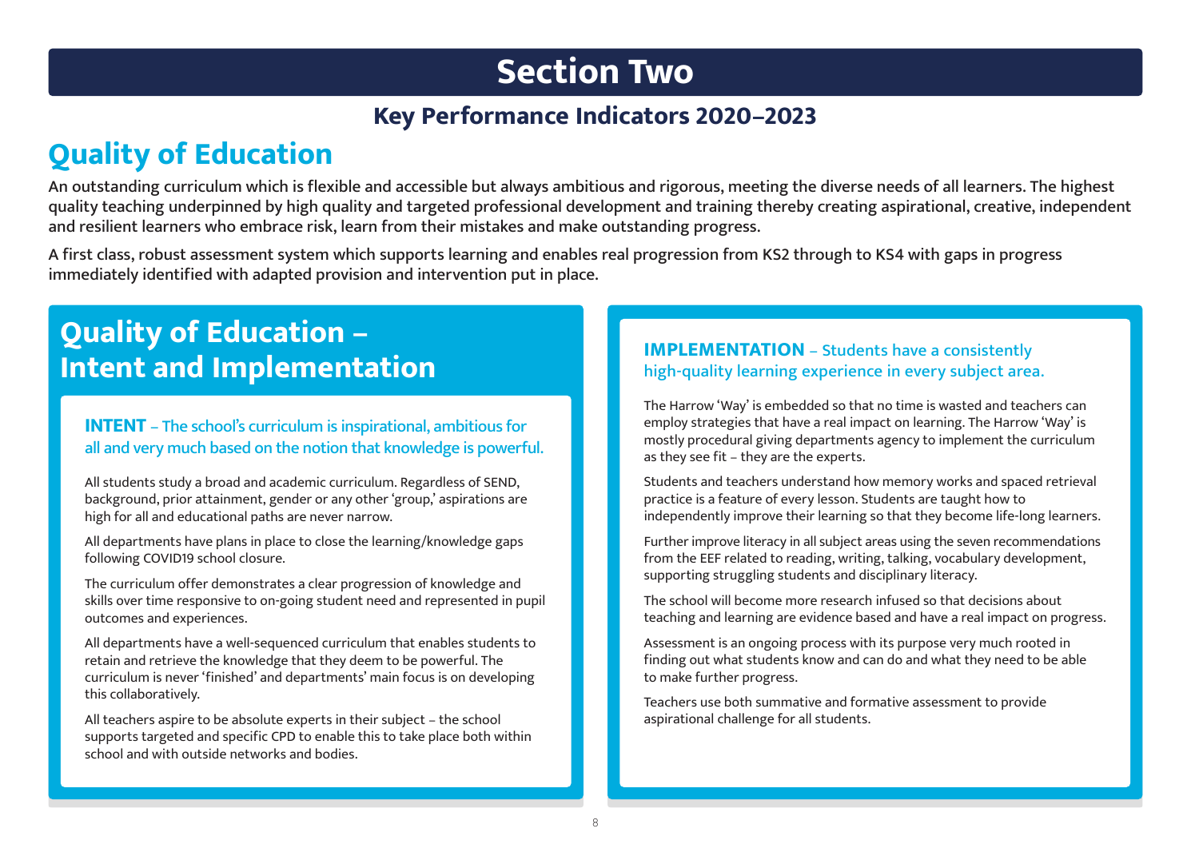# Section Two

## Key Performance Indicators 2020–2023

## Quality of Education

**An outstanding curriculum which is flexible and accessible but always ambitious and rigorous, meeting the diverse needs of all learners. The highest quality teaching underpinned by high quality and targeted professional development and training thereby creating aspirational, creative, independent and resilient learners who embrace risk, learn from their mistakes and make outstanding progress.**

**A first class, robust assessment system which supports learning and enables real progression from KS2 through to KS4 with gaps in progress immediately identified with adapted provision and intervention put in place.**

## Quality of Education – Intent and Implementation

### INTENT – The school's curriculum is inspirational, ambitious for all and very much based on the notion that knowledge is powerful.

All students study a broad and academic curriculum. Regardless of SEND, background, prior attainment, gender or any other 'group,' aspirations are high for all and educational paths are never narrow.

All departments have plans in place to close the learning/knowledge gaps following COVID19 school closure.

The curriculum offer demonstrates a clear progression of knowledge and skills over time responsive to on-going student need and represented in pupil outcomes and experiences.

All departments have a well-sequenced curriculum that enables students to retain and retrieve the knowledge that they deem to be powerful. The curriculum is never 'finished' and departments' main focus is on developing this collaboratively.

All teachers aspire to be absolute experts in their subject – the school supports targeted and specific CPD to enable this to take place both within school and with outside networks and bodies.

### IMPLEMENTATION – Students have a consistently high-quality learning experience in every subject area.

The Harrow 'Way' is embedded so that no time is wasted and teachers can employ strategies that have a real impact on learning. The Harrow 'Way' is mostly procedural giving departments agency to implement the curriculum as they see fit – they are the experts.

Students and teachers understand how memory works and spaced retrieval practice is a feature of every lesson. Students are taught how to independently improve their learning so that they become life-long learners.

Further improve literacy in all subject areas using the seven recommendations from the EEF related to reading, writing, talking, vocabulary development, supporting struggling students and disciplinary literacy.

The school will become more research infused so that decisions about teaching and learning are evidence based and have a real impact on progress.

Assessment is an ongoing process with its purpose very much rooted in finding out what students know and can do and what they need to be able to make further progress.

Teachers use both summative and formative assessment to provide aspirational challenge for all students.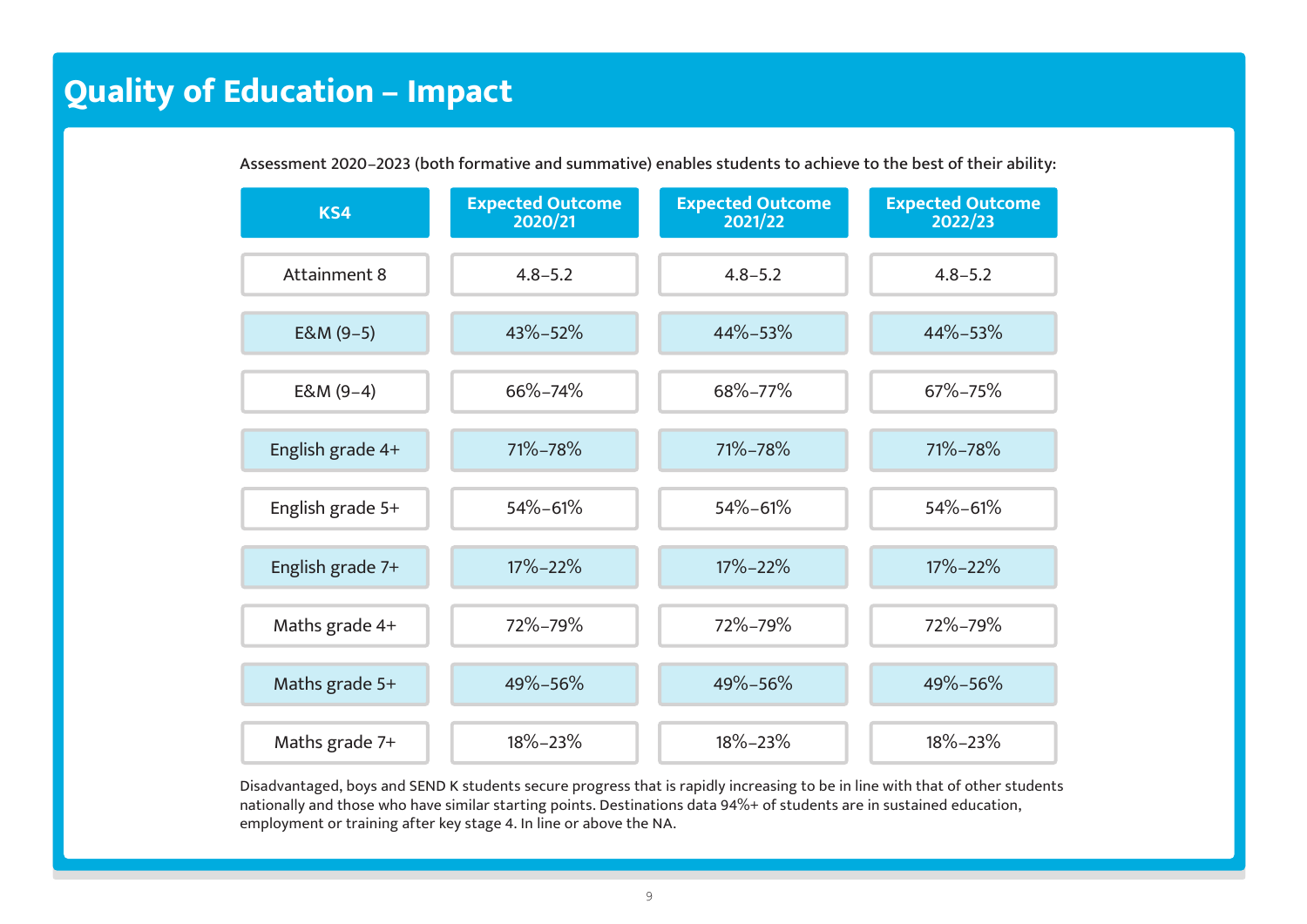# Quality of Education – Impact

Assessment 2020–2023 (both formative and summative) enables students to achieve to the best of their ability:

| KS4 | Expected Outcome 2020/21 | Expected Outcome 2021/22 | Expected Outcome 2022/23 |
|---|---|---|---|
| Attainment 8 | 4.8–5.2 | 4.8–5.2 | 4.8–5.2 |
| E&M (9–5) | 43%–52% | 44%–53% | 44%–53% |
| E&M (9–4) | 66%–74% | 68%–77% | 67%–75% |
| English grade 4+ | 71%–78% | 71%–78% | 71%–78% |
| English grade 5+ | 54%–61% | 54%–61% | 54%–61% |
| English grade 7+ | 17%–22% | 17%–22% | 17%–22% |
| Maths grade 4+ | 72%–79% | 72%–79% | 72%–79% |
| Maths grade 5+ | 49%–56% | 49%–56% | 49%–56% |
| Maths grade 7+ | 18%–23% | 18%–23% | 18%–23% |

Disadvantaged, boys and SEND K students secure progress that is rapidly increasing to be in line with that of other students nationally and those who have similar starting points. Destinations data 94%+ of students are in sustained education, employment or training after key stage 4. In line or above the NA.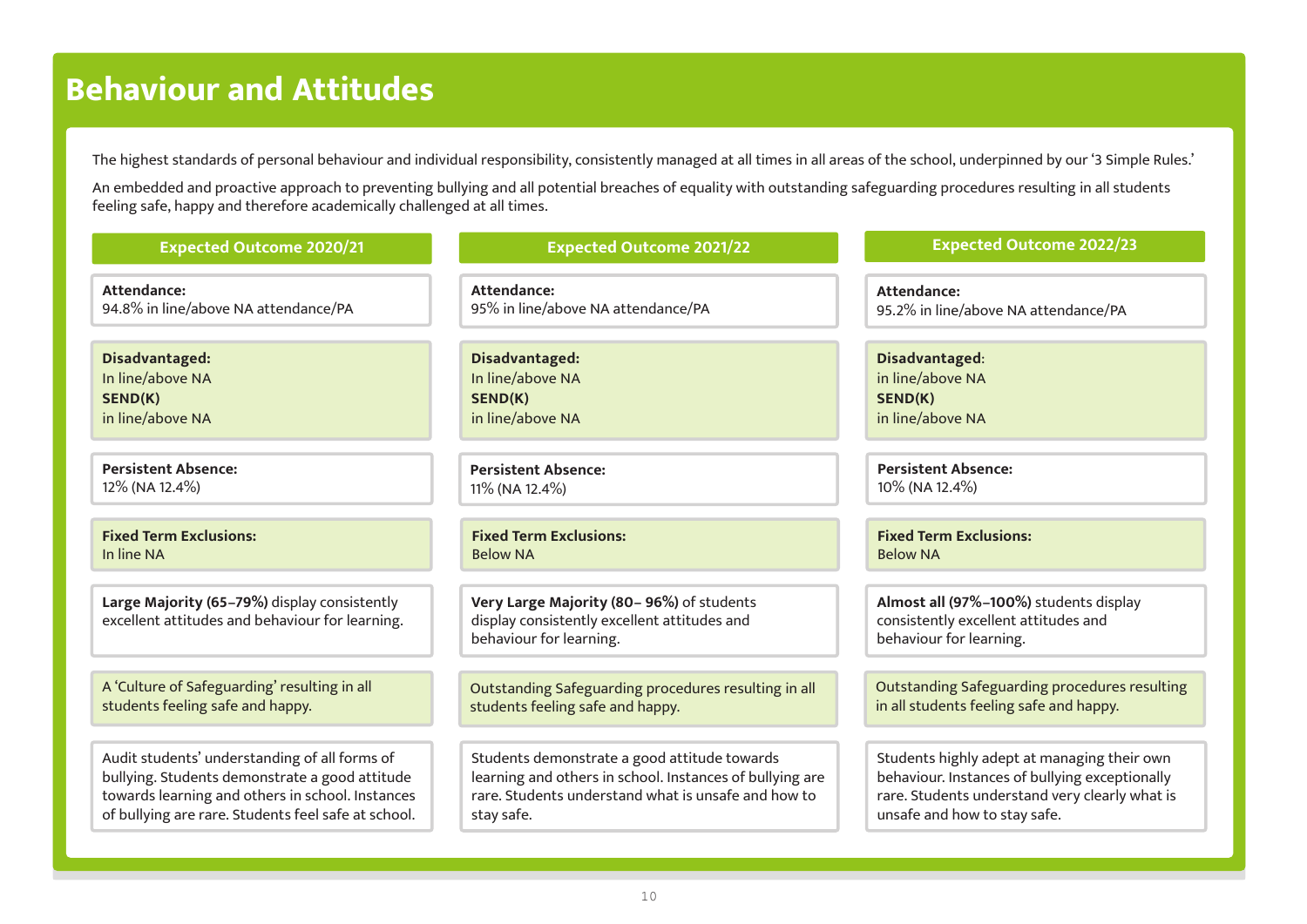# Behaviour and Attitudes

The highest standards of personal behaviour and individual responsibility, consistently managed at all times in all areas of the school, underpinned by our '3 Simple Rules.'

An embedded and proactive approach to preventing bullying and all potential breaches of equality with outstanding safeguarding procedures resulting in all students feeling safe, happy and therefore academically challenged at all times.

| Expected Outcome 2020/21 | Expected Outcome 2021/22 | Expected Outcome 2022/23 |
|---|---|---|
| **Attendance:** 94.8% in line/above NA attendance/PA | **Attendance:** 95% in line/above NA attendance/PA | **Attendance:** 95.2% in line/above NA attendance/PA |
| **Disadvantaged:** In line/above NA **SEND(K)** in line/above NA | **Disadvantaged:** In line/above NA **SEND(K)** in line/above NA | **Disadvantaged**: in line/above NA **SEND(K)** in line/above NA |
| **Persistent Absence:** 12% (NA 12.4%) | **Persistent Absence:** 11% (NA 12.4%) | **Persistent Absence:** 10% (NA 12.4%) |
| **Fixed Term Exclusions:** In line NA | **Fixed Term Exclusions:** Below NA | **Fixed Term Exclusions:** Below NA |
| **Large Majority (65–79%)** display consistently excellent attitudes and behaviour for learning. | **Very Large Majority (80– 96%)** of students display consistently excellent attitudes and behaviour for learning. | **Almost all (97%–100%)** students display consistently excellent attitudes and behaviour for learning. |
| A 'Culture of Safeguarding' resulting in all students feeling safe and happy. | Outstanding Safeguarding procedures resulting in all students feeling safe and happy. | Outstanding Safeguarding procedures resulting in all students feeling safe and happy. |
| Audit students' understanding of all forms of bullying. Students demonstrate a good attitude towards learning and others in school. Instances of bullying are rare. Students feel safe at school. | Students demonstrate a good attitude towards learning and others in school. Instances of bullying are rare. Students understand what is unsafe and how to stay safe. | Students highly adept at managing their own behaviour. Instances of bullying exceptionally rare. Students understand very clearly what is unsafe and how to stay safe. |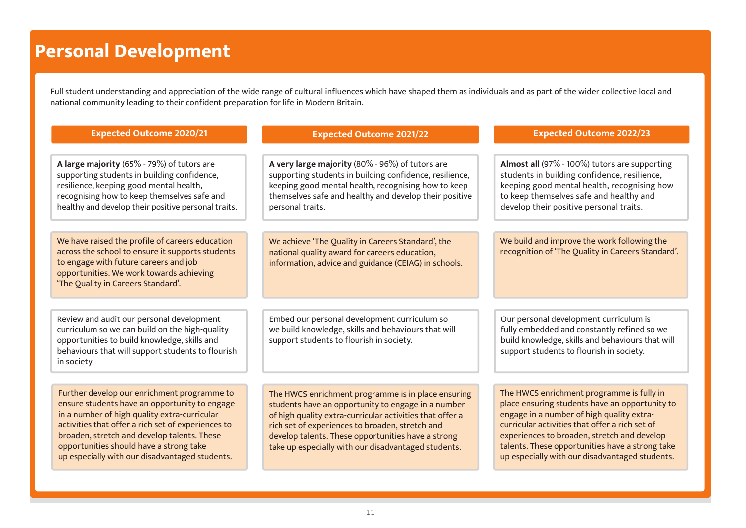# Personal Development

Full student understanding and appreciation of the wide range of cultural influences which have shaped them as individuals and as part of the wider collective local and national community leading to their confident preparation for life in Modern Britain.

| Expected Outcome 2020/21 | Expected Outcome 2021/22 | Expected Outcome 2022/23 |
|---|---|---|
| **A large majority** (65% - 79%) of tutors are supporting students in building confidence, resilience, keeping good mental health, recognising how to keep themselves safe and healthy and develop their positive personal traits. | **A very large majority** (80% - 96%) of tutors are supporting students in building confidence, resilience, keeping good mental health, recognising how to keep themselves safe and healthy and develop their positive personal traits. | **Almost all** (97% - 100%) tutors are supporting students in building confidence, resilience, keeping good mental health, recognising how to keep themselves safe and healthy and develop their positive personal traits. |
| We have raised the profile of careers education across the school to ensure it supports students to engage with future careers and job opportunities. We work towards achieving 'The Quality in Careers Standard'. | We achieve 'The Quality in Careers Standard', the national quality award for careers education, information, advice and guidance (CEIAG) in schools. | We build and improve the work following the recognition of 'The Quality in Careers Standard'. |
| Review and audit our personal development curriculum so we can build on the high-quality opportunities to build knowledge, skills and behaviours that will support students to flourish in society. | Embed our personal development curriculum so we build knowledge, skills and behaviours that will support students to flourish in society. | Our personal development curriculum is fully embedded and constantly refined so we build knowledge, skills and behaviours that will support students to flourish in society. |
| Further develop our enrichment programme to ensure students have an opportunity to engage in a number of high quality extra-curricular activities that offer a rich set of experiences to broaden, stretch and develop talents. These opportunities should have a strong take up especially with our disadvantaged students. | The HWCS enrichment programme is in place ensuring students have an opportunity to engage in a number of high quality extra-curricular activities that offer a rich set of experiences to broaden, stretch and develop talents. These opportunities have a strong take up especially with our disadvantaged students. | The HWCS enrichment programme is fully in place ensuring students have an opportunity to engage in a number of high quality extra-curricular activities that offer a rich set of experiences to broaden, stretch and develop talents. These opportunities have a strong take up especially with our disadvantaged students. |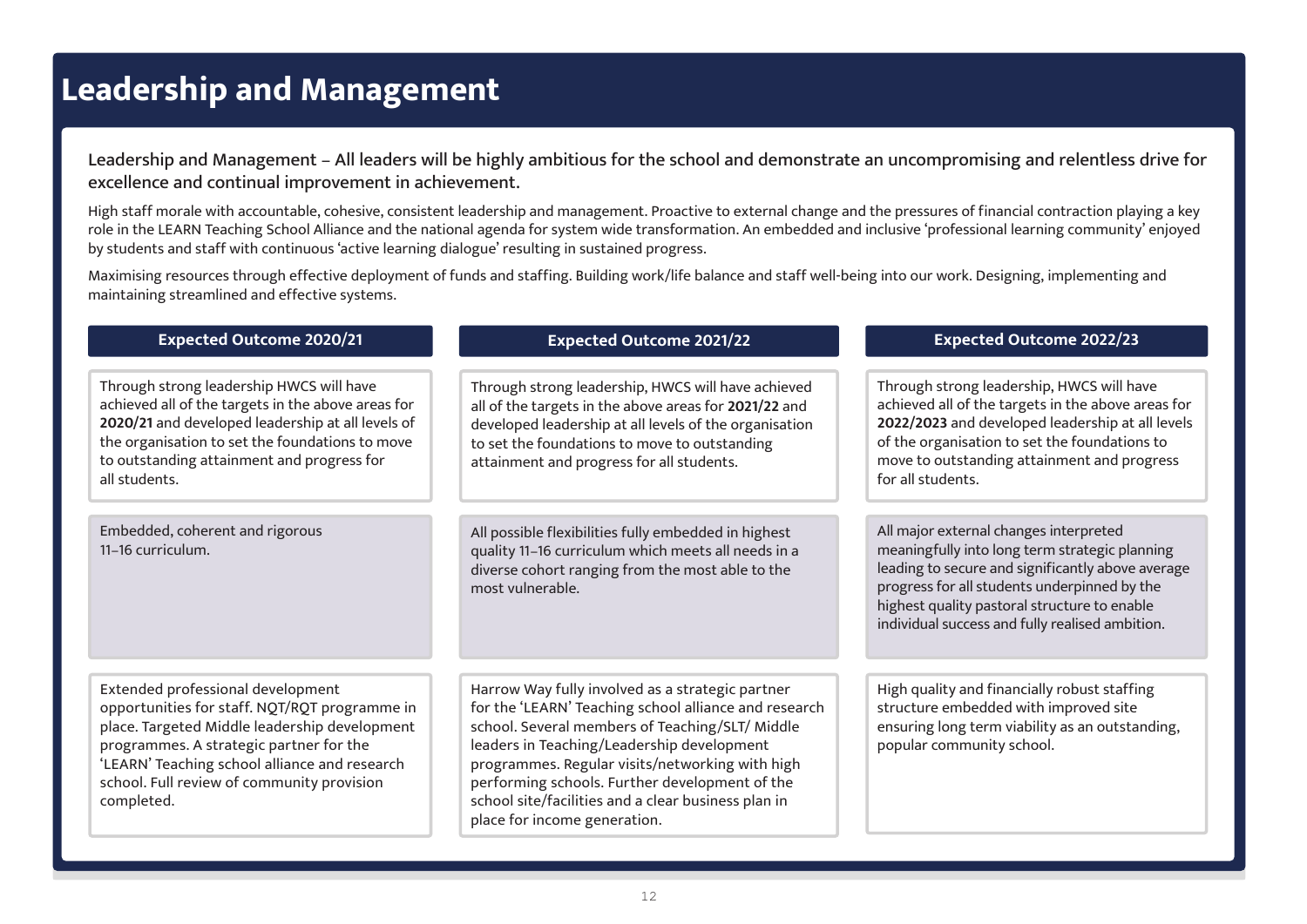# Leadership and Management

**Leadership and Management – All leaders will be highly ambitious for the school and demonstrate an uncompromising and relentless drive for excellence and continual improvement in achievement.**

High staff morale with accountable, cohesive, consistent leadership and management. Proactive to external change and the pressures of financial contraction playing a key role in the LEARN Teaching School Alliance and the national agenda for system wide transformation. An embedded and inclusive 'professional learning community' enjoyed by students and staff with continuous 'active learning dialogue' resulting in sustained progress.

Maximising resources through effective deployment of funds and staffing. Building work/life balance and staff well-being into our work. Designing, implementing and maintaining streamlined and effective systems.

| Expected Outcome 2020/21 | Expected Outcome 2021/22 | Expected Outcome 2022/23 |
|---|---|---|
| Through strong leadership HWCS will have achieved all of the targets in the above areas for **2020/21** and developed leadership at all levels of the organisation to set the foundations to move to outstanding attainment and progress for all students. | Through strong leadership, HWCS will have achieved all of the targets in the above areas for **2021/22** and developed leadership at all levels of the organisation to set the foundations to move to outstanding attainment and progress for all students. | Through strong leadership, HWCS will have achieved all of the targets in the above areas for **2022/2023** and developed leadership at all levels of the organisation to set the foundations to move to outstanding attainment and progress for all students. |
| Embedded, coherent and rigorous 11–16 curriculum. | All possible flexibilities fully embedded in highest quality 11–16 curriculum which meets all needs in a diverse cohort ranging from the most able to the most vulnerable. | All major external changes interpreted meaningfully into long term strategic planning leading to secure and significantly above average progress for all students underpinned by the highest quality pastoral structure to enable individual success and fully realised ambition. |
| Extended professional development opportunities for staff. NQT/RQT programme in place. Targeted Middle leadership development programmes. A strategic partner for the 'LEARN' Teaching school alliance and research school. Full review of community provision completed. | Harrow Way fully involved as a strategic partner for the 'LEARN' Teaching school alliance and research school. Several members of Teaching/SLT/ Middle leaders in Teaching/Leadership development programmes. Regular visits/networking with high performing schools. Further development of the school site/facilities and a clear business plan in place for income generation. | High quality and financially robust staffing structure embedded with improved site ensuring long term viability as an outstanding, popular community school. |